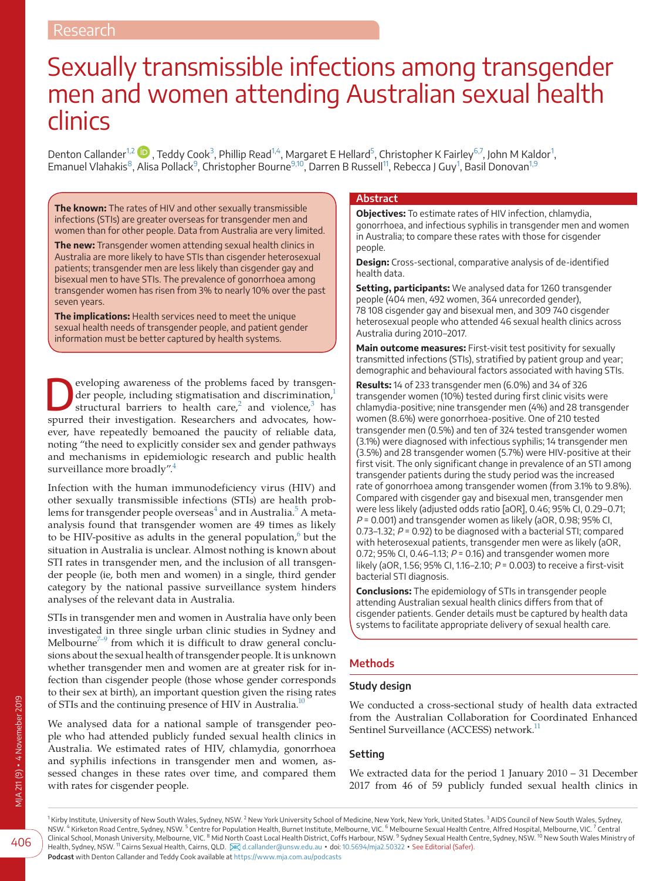Research

# Sexually transmissible infections among transgender men and women attending Australian sexual health clinics

Denton Callander[1,2], Teddy Cook[3], Phillip Read[1,4], Margaret E Hellard[5], Christopher K Fairley[6,7], John M Kaldor[1], Emanuel Vlahakis[8], Alisa Pollack[9], Christopher Bourne[9,10], Darren B Russell[11], Rebecca J Guy[1], Basil Donovan[1,9]

**The known:** The rates of HIV and other sexually transmissible infections (STIs) are greater overseas for transgender men and women than for other people. Data from Australia are very limited.

**The new:** Transgender women attending sexual health clinics in Australia are more likely to have STIs than cisgender heterosexual patients; transgender men are less likely than cisgender gay and bisexual men to have STIs. The prevalence of gonorrhoea among transgender women has risen from 3% to nearly 10% over the past seven years.

**The implications:** Health services need to meet the unique sexual health needs of transgender people, and patient gender information must be better captured by health systems.

## Abstract

**Objectives:** To estimate rates of HIV infection, chlamydia, gonorrhoea, and infectious syphilis in transgender men and women in Australia; to compare these rates with those for cisgender people.

**Design:** Cross-sectional, comparative analysis of de-identified health data.

**Setting, participants:** We analysed data for 1260 transgender people (404 men, 492 women, 364 unrecorded gender), 78 108 cisgender gay and bisexual men, and 309 740 cisgender heterosexual people who attended 46 sexual health clinics across Australia during 2010–2017.

**Main outcome measures:** First-visit test positivity for sexually transmitted infections (STIs), stratified by patient group and year; demographic and behavioural factors associated with having STIs.

**Results:** 14 of 233 transgender men (6.0%) and 34 of 326 transgender women (10%) tested during first clinic visits were chlamydia-positive; nine transgender men (4%) and 28 transgender women (8.6%) were gonorrhoea-positive. One of 210 tested transgender men (0.5%) and ten of 324 tested transgender women (3.1%) were diagnosed with infectious syphilis; 14 transgender men (3.5%) and 28 transgender women (5.7%) were HIV-positive at their first visit. The only significant change in prevalence of an STI among transgender patients during the study period was the increased rate of gonorrhoea among transgender women (from 3.1% to 9.8%). Compared with cisgender gay and bisexual men, transgender men were less likely (adjusted odds ratio [aOR], 0.46; 95% CI, 0.29–0.71; $P$ = 0.001) and transgender women as likely (aOR, 0.98; 95% CI, 0.73–1.32; $P$ = 0.92) to be diagnosed with a bacterial STI; compared with heterosexual patients, transgender men were as likely (aOR, 0.72; 95% CI, 0.46–1.13; $P$ = 0.16) and transgender women more likely (aOR, 1.56; 95% CI, 1.16–2.10; $P$ = 0.003) to receive a first-visit bacterial STI diagnosis.

**Conclusions:** The epidemiology of STIs in transgender people attending Australian sexual health clinics differs from that of cisgender patients. Gender details must be captured by health data systems to facilitate appropriate delivery of sexual health care.

Developing awareness of the problems faced by transgender people, including stigmatisation and discrimination,[1] structural barriers to health care,[2] and violence,[3] has spurred their investigation. Researchers and advocates, however, have repeatedly bemoaned the paucity of reliable data, noting "the need to explicitly consider sex and gender pathways and mechanisms in epidemiologic research and public health surveillance more broadly".[4]

Infection with the human immunodeficiency virus (HIV) and other sexually transmissible infections (STIs) are health problems for transgender people overseas[4] and in Australia.[5] A meta-analysis found that transgender women are 49 times as likely to be HIV-positive as adults in the general population,[6] but the situation in Australia is unclear. Almost nothing is known about STI rates in transgender men, and the inclusion of all transgender people (ie, both men and women) in a single, third gender category by the national passive surveillance system hinders analyses of the relevant data in Australia.

STIs in transgender men and women in Australia have only been investigated in three single urban clinic studies in Sydney and Melbourne[7–9] from which it is difficult to draw general conclusions about the sexual health of transgender people. It is unknown whether transgender men and women are at greater risk for infection than cisgender people (those whose gender corresponds to their sex at birth), an important question given the rising rates of STIs and the continuing presence of HIV in Australia.[10]

We analysed data for a national sample of transgender people who had attended publicly funded sexual health clinics in Australia. We estimated rates of HIV, chlamydia, gonorrhoea and syphilis infections in transgender men and women, assessed changes in these rates over time, and compared them with rates for cisgender people.

## Methods

### Study design

We conducted a cross-sectional study of health data extracted from the Australian Collaboration for Coordinated Enhanced Sentinel Surveillance (ACCESS) network.[11]

### Setting

We extracted data for the period 1 January 2010 – 31 December 2017 from 46 of 59 publicly funded sexual health clinics in

[1] Kirby Institute, University of New South Wales, Sydney, NSW. [2] New York University School of Medicine, New York, New York, United States. [3] AIDS Council of New South Wales, Sydney, NSW. [4] Kirketon Road Centre, Sydney, NSW. [5] Centre for Population Health, Burnet Institute, Melbourne, VIC. [6] Melbourne Sexual Health Centre, Alfred Hospital, Melbourne, VIC. [7] Central Clinical School, Monash University, Melbourne, VIC. [8] Mid North Coast Local Health District, Coffs Harbour, NSW. [9] Sydney Sexual Health Centre, Sydney, NSW. [10] New South Wales Ministry of Health, Sydney, NSW. [11] Cairns Sexual Health, Cairns, QLD. d.callander@unsw.edu.au • doi: 10.5694/mja2.50322 • See Editorial (Safer).

**Podcast** with Denton Callander and Teddy Cook available at https://www.mja.com.au/podcasts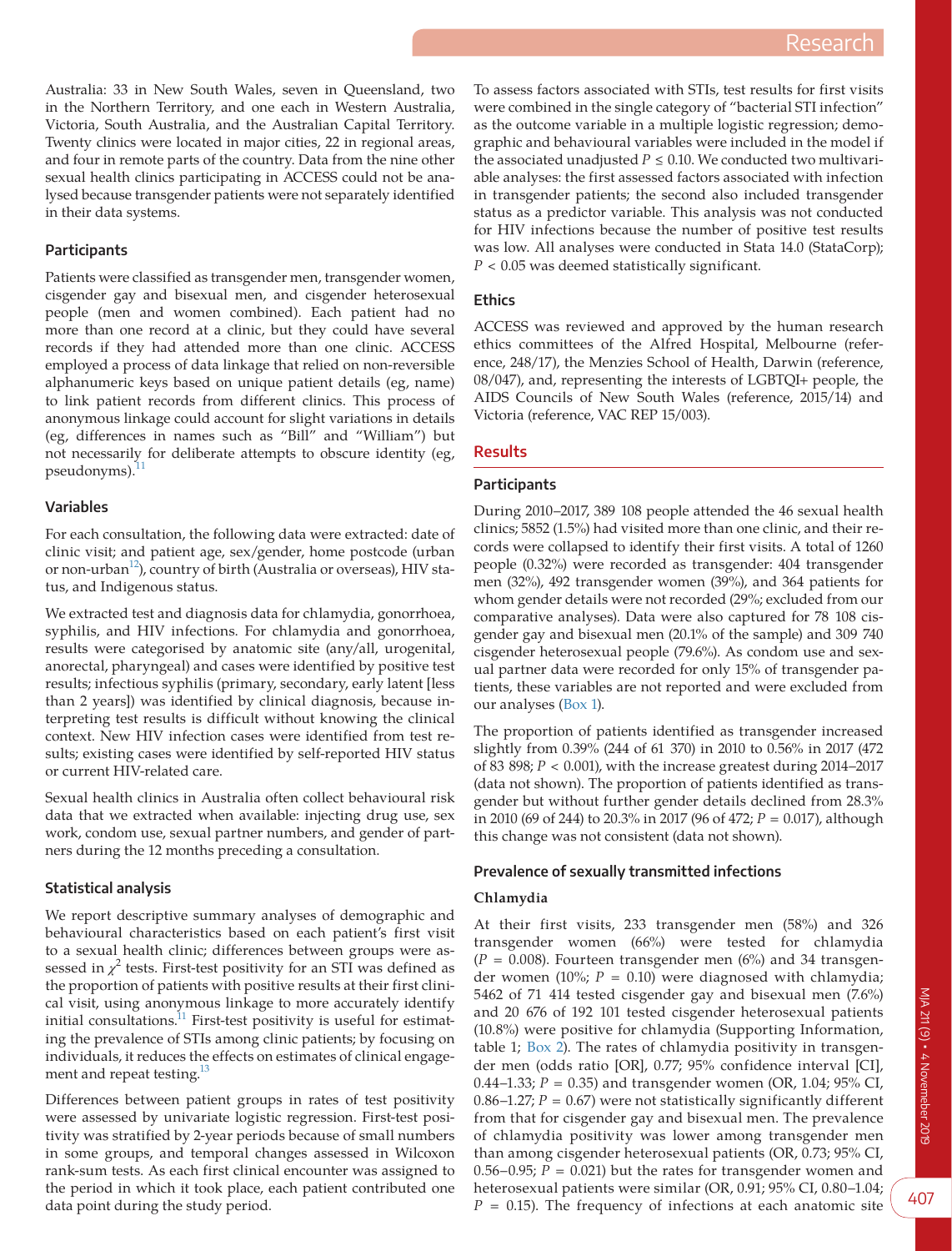Australia: 33 in New South Wales, seven in Queensland, two in the Northern Territory, and one each in Western Australia, Victoria, South Australia, and the Australian Capital Territory. Twenty clinics were located in major cities, 22 in regional areas, and four in remote parts of the country. Data from the nine other sexual health clinics participating in ACCESS could not be analysed because transgender patients were not separately identified in their data systems.

### Participants

Patients were classified as transgender men, transgender women, cisgender gay and bisexual men, and cisgender heterosexual people (men and women combined). Each patient had no more than one record at a clinic, but they could have several records if they had attended more than one clinic. ACCESS employed a process of data linkage that relied on non-reversible alphanumeric keys based on unique patient details (eg, name) to link patient records from different clinics. This process of anonymous linkage could account for slight variations in details (eg, differences in names such as "Bill" and "William") but not necessarily for deliberate attempts to obscure identity (eg, pseudonyms).[11]

### Variables

For each consultation, the following data were extracted: date of clinic visit; and patient age, sex/gender, home postcode (urban or non-urban[12]), country of birth (Australia or overseas), HIV status, and Indigenous status.

We extracted test and diagnosis data for chlamydia, gonorrhoea, syphilis, and HIV infections. For chlamydia and gonorrhoea, results were categorised by anatomic site (any/all, urogenital, anorectal, pharyngeal) and cases were identified by positive test results; infectious syphilis (primary, secondary, early latent [less than 2 years]) was identified by clinical diagnosis, because interpreting test results is difficult without knowing the clinical context. New HIV infection cases were identified from test results; existing cases were identified by self-reported HIV status or current HIV-related care.

Sexual health clinics in Australia often collect behavioural risk data that we extracted when available: injecting drug use, sex work, condom use, sexual partner numbers, and gender of partners during the 12 months preceding a consultation.

### Statistical analysis

We report descriptive summary analyses of demographic and behavioural characteristics based on each patient's first visit to a sexual health clinic; differences between groups were assessed in $\chi^2$ tests. First-test positivity for an STI was defined as the proportion of patients with positive results at their first clinical visit, using anonymous linkage to more accurately identify initial consultations.[11] First-test positivity is useful for estimating the prevalence of STIs among clinic patients; by focusing on individuals, it reduces the effects on estimates of clinical engagement and repeat testing.[13]

Differences between patient groups in rates of test positivity were assessed by univariate logistic regression. First-test positivity was stratified by 2-year periods because of small numbers in some groups, and temporal changes assessed in Wilcoxon rank-sum tests. As each first clinical encounter was assigned to the period in which it took place, each patient contributed one data point during the study period.

To assess factors associated with STIs, test results for first visits were combined in the single category of "bacterial STI infection" as the outcome variable in a multiple logistic regression; demographic and behavioural variables were included in the model if the associated unadjusted $P \leq 0.10$. We conducted two multivariable analyses: the first assessed factors associated with infection in transgender patients; the second also included transgender status as a predictor variable. This analysis was not conducted for HIV infections because the number of positive test results was low. All analyses were conducted in Stata 14.0 (StataCorp); $P < 0.05$ was deemed statistically significant.

### Ethics

ACCESS was reviewed and approved by the human research ethics committees of the Alfred Hospital, Melbourne (reference, 248/17), the Menzies School of Health, Darwin (reference, 08/047), and, representing the interests of LGBTQI+ people, the AIDS Councils of New South Wales (reference, 2015/14) and Victoria (reference, VAC REP 15/003).

## Results

### Participants

During 2010–2017, 389 108 people attended the 46 sexual health clinics; 5852 (1.5%) had visited more than one clinic, and their records were collapsed to identify their first visits. A total of 1260 people (0.32%) were recorded as transgender: 404 transgender men (32%), 492 transgender women (39%), and 364 patients for whom gender details were not recorded (29%; excluded from our comparative analyses). Data were also captured for 78 108 cisgender gay and bisexual men (20.1% of the sample) and 309 740 cisgender heterosexual people (79.6%). As condom use and sexual partner data were recorded for only 15% of transgender patients, these variables are not reported and were excluded from our analyses (Box 1).

The proportion of patients identified as transgender increased slightly from 0.39% (244 of 61 370) in 2010 to 0.56% in 2017 (472 of 83 898; $P < 0.001$), with the increase greatest during 2014–2017 (data not shown). The proportion of patients identified as transgender but without further gender details declined from 28.3% in 2010 (69 of 244) to 20.3% in 2017 (96 of 472; $P = 0.017$), although this change was not consistent (data not shown).

### Prevalence of sexually transmitted infections

#### Chlamydia

At their first visits, 233 transgender men (58%) and 326 transgender women (66%) were tested for chlamydia ($P = 0.008$). Fourteen transgender men (6%) and 34 transgender women (10%; $P = 0.10$) were diagnosed with chlamydia; 5462 of 71 414 tested cisgender gay and bisexual men (7.6%) and 20 676 of 192 101 tested cisgender heterosexual patients (10.8%) were positive for chlamydia (Supporting Information, table 1; Box 2). The rates of chlamydia positivity in transgender men (odds ratio [OR], 0.77; 95% confidence interval [CI], 0.44–1.33; $P = 0.35$) and transgender women (OR, 1.04; 95% CI, 0.86–1.27; $P = 0.67$) were not statistically significantly different from that for cisgender gay and bisexual men. The prevalence of chlamydia positivity was lower among transgender men than among cisgender heterosexual patients (OR, 0.73; 95% CI, 0.56–0.95; $P = 0.021$) but the rates for transgender women and heterosexual patients were similar (OR, 0.91; 95% CI, 0.80–1.04; $P = 0.15$). The frequency of infections at each anatomic site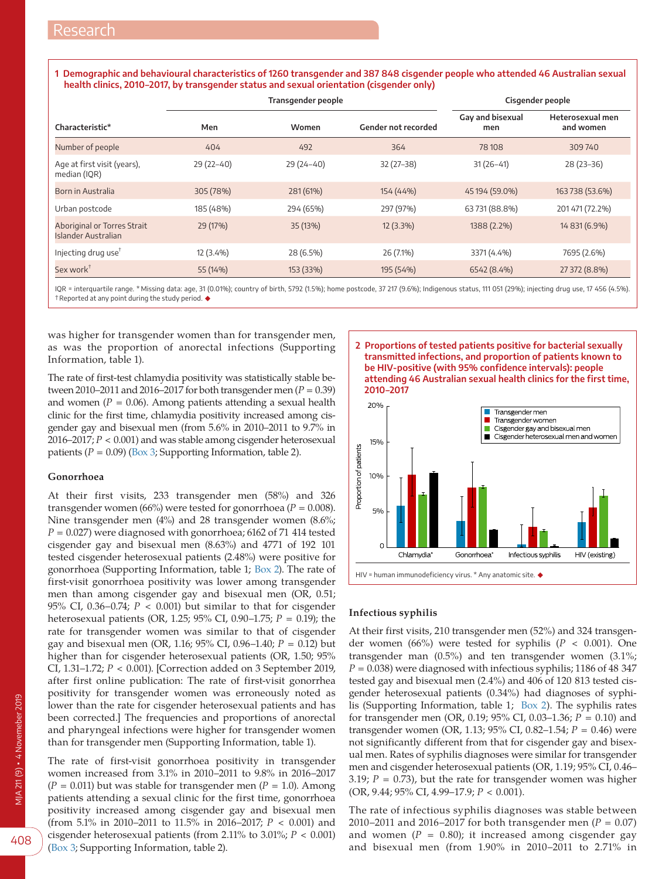**1 Demographic and behavioural characteristics of 1260 transgender and 387 848 cisgender people who attended 46 Australian sexual health clinics, 2010–2017, by transgender status and sexual orientation (cisgender only)**

| Characteristic* | Transgender people | | | Cisgender people | |
|---|---|---|---|---|---|
| | Men | Women | Gender not recorded | Gay and bisexual men | Heterosexual men and women |
| Number of people | 404 | 492 | 364 | 78 108 | 309 740 |
| Age at first visit (years), median (IQR) | 29 (22–40) | 29 (24–40) | 32 (27–38) | 31 (26–41) | 28 (23–36) |
| Born in Australia | 305 (78%) | 281 (61%) | 154 (44%) | 45 194 (59.0%) | 163 738 (53.6%) |
| Urban postcode | 185 (48%) | 294 (65%) | 297 (97%) | 63 731 (88.8%) | 201 471 (72.2%) |
| Aboriginal or Torres Strait Islander Australian | 29 (17%) | 35 (13%) | 12 (3.3%) | 1388 (2.2%) | 14 831 (6.9%) |
| Injecting drug use† | 12 (3.4%) | 28 (6.5%) | 26 (7.1%) | 3371 (4.4%) | 7695 (2.6%) |
| Sex work† | 55 (14%) | 153 (33%) | 195 (54%) | 6542 (8.4%) | 27 372 (8.8%) |

IQR = interquartile range. * Missing data: age, 31 (0.01%); country of birth, 5792 (1.5%); home postcode, 37 217 (9.6%); Indigenous status, 111 051 (29%); injecting drug use, 17 456 (4.5%). † Reported at any point during the study period. ◆

was higher for transgender women than for transgender men, as was the proportion of anorectal infections (Supporting Information, table 1).

The rate of first-test chlamydia positivity was statistically stable between 2010–2011 and 2016–2017 for both transgender men ($P$ = 0.39) and women ($P$ = 0.06). Among patients attending a sexual health clinic for the first time, chlamydia positivity increased among cisgender gay and bisexual men (from 5.6% in 2010–2011 to 9.7% in 2016–2017; $P$ < 0.001) and was stable among cisgender heterosexual patients ($P$ = 0.09) (Box 3; Supporting Information, table 2).

### Gonorrhoea

At their first visits, 233 transgender men (58%) and 326 transgender women (66%) were tested for gonorrhoea ($P$ = 0.008). Nine transgender men (4%) and 28 transgender women (8.6%; $P$ = 0.027) were diagnosed with gonorrhoea; 6162 of 71 414 tested cisgender gay and bisexual men (8.63%) and 4771 of 192 101 tested cisgender heterosexual patients (2.48%) were positive for gonorrhoea (Supporting Information, table 1; Box 2). The rate of first-visit gonorrhoea positivity was lower among transgender men than among cisgender gay and bisexual men (OR, 0.51; 95% CI, 0.36–0.74; $P$ < 0.001) but similar to that for cisgender heterosexual patients (OR, 1.25; 95% CI, 0.90–1.75; $P$ = 0.19); the rate for transgender women was similar to that of cisgender gay and bisexual men (OR, 1.16; 95% CI, 0.96–1.40; $P$ = 0.12) but higher than for cisgender heterosexual patients (OR, 1.50; 95% CI, 1.31–1.72; $P$ < 0.001). [Correction added on 3 September 2019, after first online publication: The rate of first-visit gonorrhea positivity for transgender women was erroneously noted as lower than the rate for cisgender heterosexual patients and has been corrected.] The frequencies and proportions of anorectal and pharyngeal infections were higher for transgender women than for transgender men (Supporting Information, table 1).

The rate of first-visit gonorrhoea positivity in transgender women increased from 3.1% in 2010–2011 to 9.8% in 2016–2017 ($P$ = 0.011) but was stable for transgender men ($P$ = 1.0). Among patients attending a sexual clinic for the first time, gonorrhoea positivity increased among cisgender gay and bisexual men (from 5.1% in 2010–2011 to 11.5% in 2016–2017; $P$ < 0.001) and cisgender heterosexual patients (from 2.11% to 3.01%; $P$ < 0.001) (Box 3; Supporting Information, table 2).

**2 Proportions of tested patients positive for bacterial sexually transmitted infections, and proportion of patients known to be HIV-positive (with 95% confidence intervals): people attending 46 Australian sexual health clinics for the first time, 2010–2017**

HIV = human immunodeficiency virus. * Any anatomic site. ◆

### Infectious syphilis

At their first visits, 210 transgender men (52%) and 324 transgender women (66%) were tested for syphilis ($P$ < 0.001). One transgender man (0.5%) and ten transgender women (3.1%; $P$ = 0.038) were diagnosed with infectious syphilis; 1186 of 48 347 tested gay and bisexual men (2.4%) and 406 of 120 813 tested cisgender heterosexual patients (0.34%) had diagnoses of syphilis (Supporting Information, table 1; Box 2). The syphilis rates for transgender men (OR, 0.19; 95% CI, 0.03–1.36; $P$ = 0.10) and transgender women (OR, 1.13; 95% CI, 0.82–1.54; $P$ = 0.46) were not significantly different from that for cisgender gay and bisexual men. Rates of syphilis diagnoses were similar for transgender men and cisgender heterosexual patients (OR, 1.19; 95% CI, 0.46–3.19; $P$ = 0.73), but the rate for transgender women was higher (OR, 9.44; 95% CI, 4.99–17.9; $P$ < 0.001).

The rate of infectious syphilis diagnoses was stable between 2010–2011 and 2016–2017 for both transgender men ($P$ = 0.07) and women ($P$ = 0.80); it increased among cisgender gay and bisexual men (from 1.90% in 2010–2011 to 2.71% in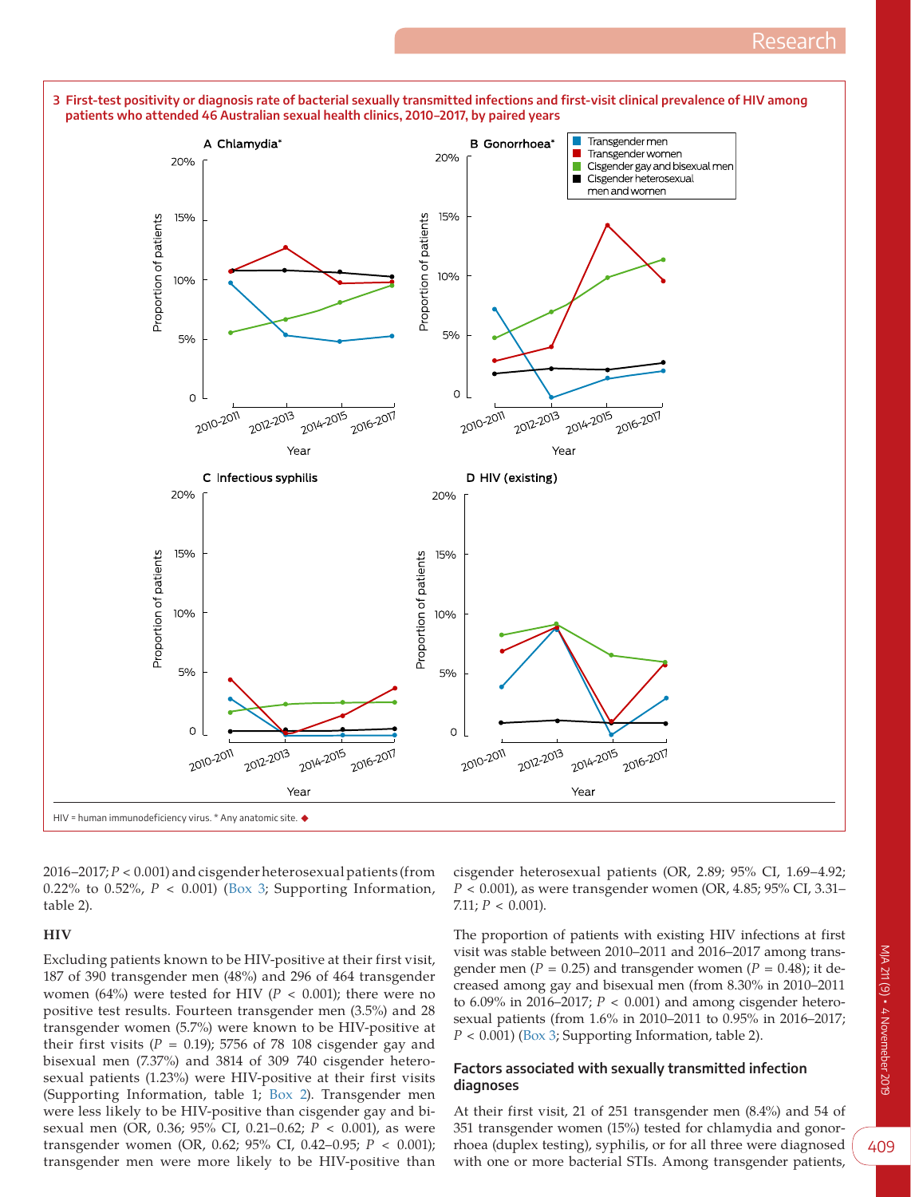**3 First-test positivity or diagnosis rate of bacterial sexually transmitted infections and first-visit clinical prevalence of HIV among patients who attended 46 Australian sexual health clinics, 2010–2017, by paired years**

HIV = human immunodeficiency virus. * Any anatomic site. ◆

2016–2017; $P < 0.001$) and cisgender heterosexual patients (from 0.22% to 0.52%, $P < 0.001$) (Box 3; Supporting Information, table 2).

### HIV

Excluding patients known to be HIV-positive at their first visit, 187 of 390 transgender men (48%) and 296 of 464 transgender women (64%) were tested for HIV ($P < 0.001$); there were no positive test results. Fourteen transgender men (3.5%) and 28 transgender women (5.7%) were known to be HIV-positive at their first visits ($P = 0.19$); 5756 of 78 108 cisgender gay and bisexual men (7.37%) and 3814 of 309 740 cisgender heterosexual patients (1.23%) were HIV-positive at their first visits (Supporting Information, table 1; Box 2). Transgender men were less likely to be HIV-positive than cisgender gay and bisexual men (OR, 0.36; 95% CI, 0.21–0.62; $P < 0.001$), as were transgender women (OR, 0.62; 95% CI, 0.42–0.95; $P < 0.001$); transgender men were more likely to be HIV-positive than cisgender heterosexual patients (OR, 2.89; 95% CI, 1.69–4.92; $P < 0.001$), as were transgender women (OR, 4.85; 95% CI, 3.31–7.11; $P < 0.001$).

The proportion of patients with existing HIV infections at first visit was stable between 2010–2011 and 2016–2017 among transgender men ($P = 0.25$) and transgender women ($P = 0.48$); it decreased among gay and bisexual men (from 8.30% in 2010–2011 to 6.09% in 2016–2017; $P < 0.001$) and among cisgender heterosexual patients (from 1.6% in 2010–2011 to 0.95% in 2016–2017; $P < 0.001$) (Box 3; Supporting Information, table 2).

### Factors associated with sexually transmitted infection diagnoses

At their first visit, 21 of 251 transgender men (8.4%) and 54 of 351 transgender women (15%) tested for chlamydia and gonorrhoea (duplex testing), syphilis, or for all three were diagnosed with one or more bacterial STIs. Among transgender patients,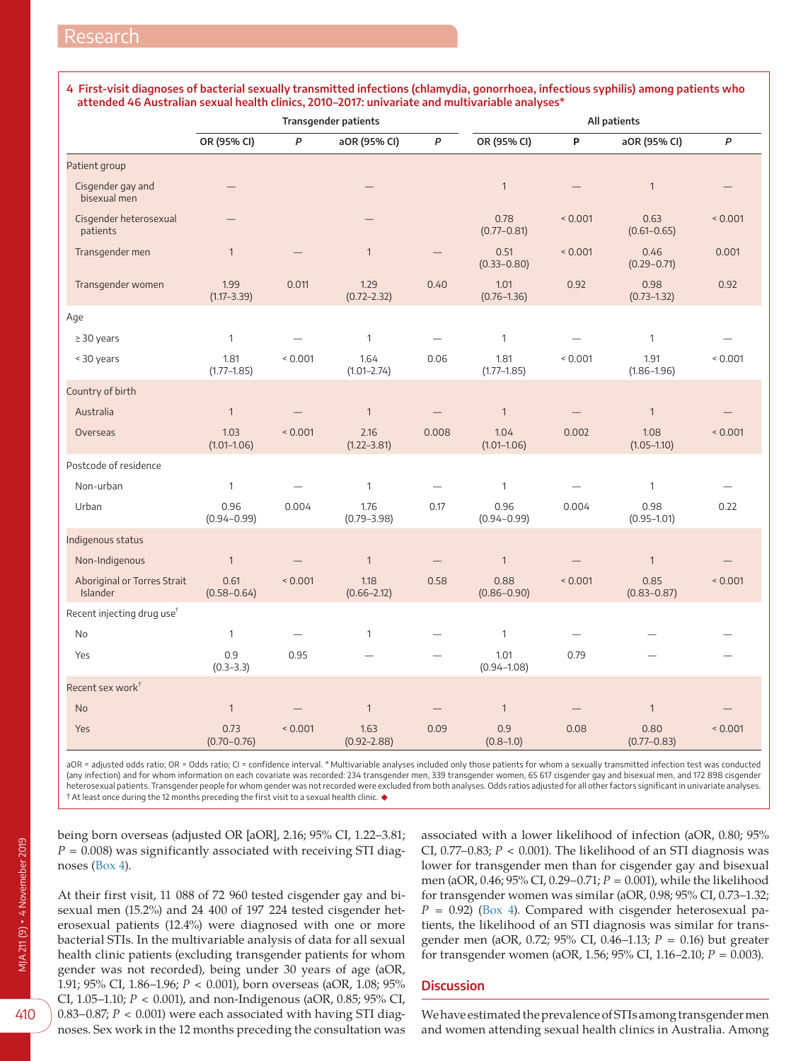**4 First-visit diagnoses of bacterial sexually transmitted infections (chlamydia, gonorrhoea, infectious syphilis) among patients who attended 46 Australian sexual health clinics, 2010–2017: univariate and multivariable analyses***

| | Transgender patients | | | | All patients | | | |
|---|---|---|---|---|---|---|---|---|
| | OR (95% CI) | P | aOR (95% CI) | P | OR (95% CI) | P | aOR (95% CI) | P |
| **Patient group** | | | | | | | | |
| Cisgender gay and bisexual men | — | | — | | 1 | — | 1 | — |
| Cisgender heterosexual patients | — | | — | | 0.78 (0.77–0.81) | < 0.001 | 0.63 (0.61–0.65) | < 0.001 |
| Transgender men | 1 | — | 1 | — | 0.51 (0.33–0.80) | < 0.001 | 0.46 (0.29–0.71) | 0.001 |
| Transgender women | 1.99 (1.17–3.39) | 0.011 | 1.29 (0.72–2.32) | 0.40 | 1.01 (0.76–1.36) | 0.92 | 0.98 (0.73–1.32) | 0.92 |
| **Age** | | | | | | | | |
| ≥ 30 years | 1 | — | 1 | — | 1 | — | 1 | — |
| < 30 years | 1.81 (1.77–1.85) | < 0.001 | 1.64 (1.01–2.74) | 0.06 | 1.81 (1.77–1.85) | < 0.001 | 1.91 (1.86–1.96) | < 0.001 |
| **Country of birth** | | | | | | | | |
| Australia | 1 | — | 1 | — | 1 | — | 1 | — |
| Overseas | 1.03 (1.01–1.06) | < 0.001 | 2.16 (1.22–3.81) | 0.008 | 1.04 (1.01–1.06) | 0.002 | 1.08 (1.05–1.10) | < 0.001 |
| **Postcode of residence** | | | | | | | | |
| Non-urban | 1 | — | 1 | — | 1 | — | 1 | — |
| Urban | 0.96 (0.94–0.99) | 0.004 | 1.76 (0.79–3.98) | 0.17 | 0.96 (0.94–0.99) | 0.004 | 0.98 (0.95–1.01) | 0.22 |
| **Indigenous status** | | | | | | | | |
| Non-Indigenous | 1 | — | 1 | — | 1 | — | 1 | — |
| Aboriginal or Torres Strait Islander | 0.61 (0.58–0.64) | < 0.001 | 1.18 (0.66–2.12) | 0.58 | 0.88 (0.86–0.90) | < 0.001 | 0.85 (0.83–0.87) | < 0.001 |
| **Recent injecting drug use†** | | | | | | | | |
| No | 1 | — | 1 | — | 1 | — | — | — |
| Yes | 0.9 (0.3–3.3) | 0.95 | — | — | 1.01 (0.94–1.08) | 0.79 | — | — |
| **Recent sex work†** | | | | | | | | |
| No | 1 | — | 1 | — | 1 | — | 1 | — |
| Yes | 0.73 (0.70–0.76) | < 0.001 | 1.63 (0.92–2.88) | 0.09 | 0.9 (0.8–1.0) | 0.08 | 0.80 (0.77–0.83) | < 0.001 |

aOR = adjusted odds ratio; OR = Odds ratio; CI = confidence interval. * Multivariable analyses included only those patients for whom a sexually transmitted infection test was conducted (any infection) and for whom information on each covariate was recorded: 234 transgender men, 339 transgender women, 65 617 cisgender gay and bisexual men, and 172 898 cisgender heterosexual patients. Transgender people for whom gender was not recorded were excluded from both analyses. Odds ratios adjusted for all other factors significant in univariate analyses. † At least once during the 12 months preceding the first visit to a sexual health clinic. ◆

being born overseas (adjusted OR [aOR], 2.16; 95% CI, 1.22–3.81; $P = 0.008$) was significantly associated with receiving STI diagnoses (Box 4).

At their first visit, 11 088 of 72 960 tested cisgender gay and bisexual men (15.2%) and 24 400 of 197 224 tested cisgender heterosexual patients (12.4%) were diagnosed with one or more bacterial STIs. In the multivariable analysis of data for all sexual health clinic patients (excluding transgender patients for whom gender was not recorded), being under 30 years of age (aOR, 1.91; 95% CI, 1.86–1.96; $P < 0.001$), born overseas (aOR, 1.08; 95% CI, 1.05–1.10; $P < 0.001$), and non-Indigenous (aOR, 0.85; 95% CI, 0.83–0.87; $P < 0.001$) were each associated with having STI diagnoses. Sex work in the 12 months preceding the consultation was associated with a lower likelihood of infection (aOR, 0.80; 95% CI, 0.77–0.83; $P < 0.001$). The likelihood of an STI diagnosis was lower for transgender men than for cisgender gay and bisexual men (aOR, 0.46; 95% CI, 0.29–0.71; $P = 0.001$), while the likelihood for transgender women was similar (aOR, 0.98; 95% CI, 0.73–1.32; $P = 0.92$) (Box 4). Compared with cisgender heterosexual patients, the likelihood of an STI diagnosis was similar for transgender men (aOR, 0.72; 95% CI, 0.46–1.13; $P = 0.16$) but greater for transgender women (aOR, 1.56; 95% CI, 1.16–2.10; $P = 0.003$).

## Discussion

We have estimated the prevalence of STIs among transgender men and women attending sexual health clinics in Australia. Among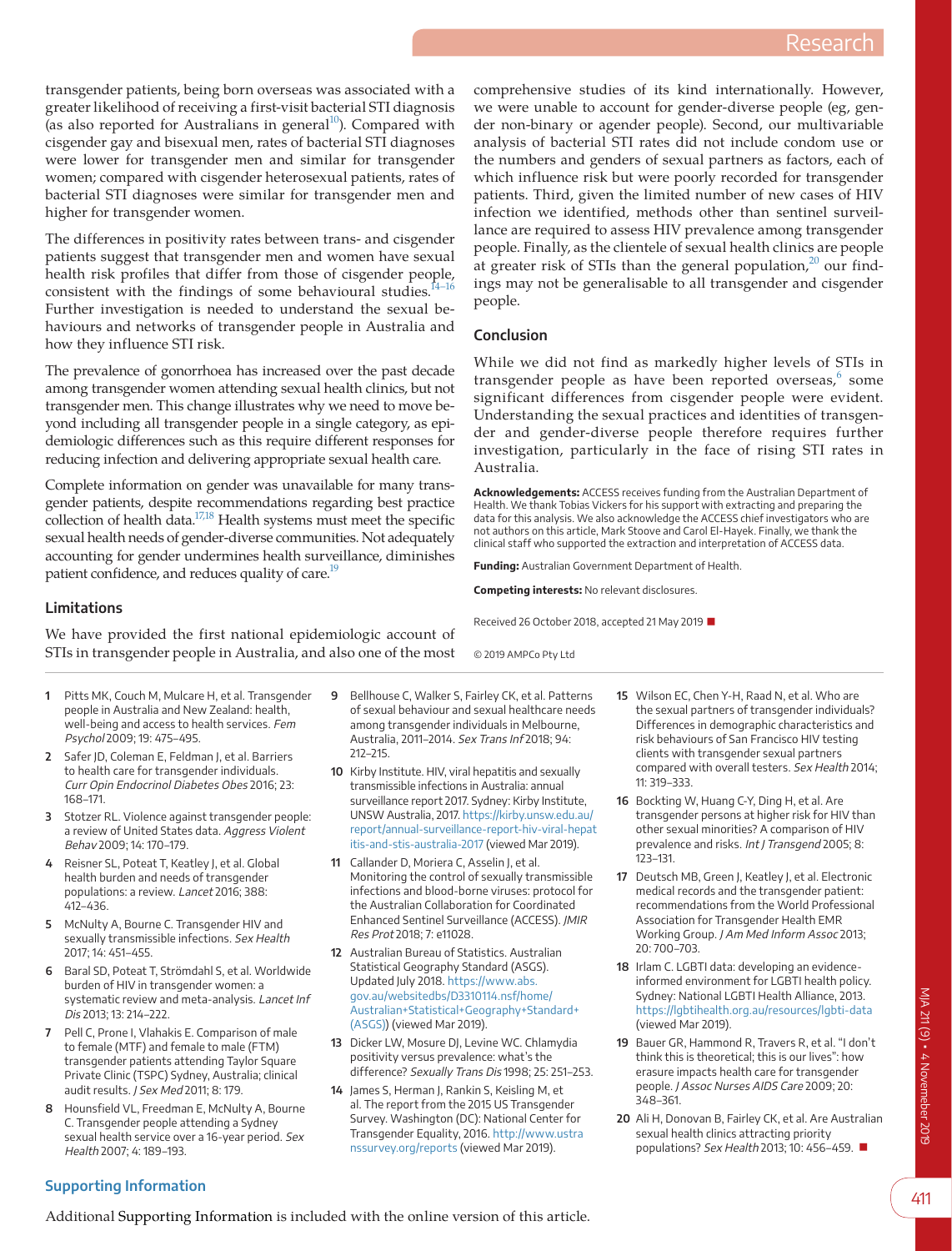transgender patients, being born overseas was associated with a greater likelihood of receiving a first-visit bacterial STI diagnosis (as also reported for Australians in general[10]). Compared with cisgender gay and bisexual men, rates of bacterial STI diagnoses were lower for transgender men and similar for transgender women; compared with cisgender heterosexual patients, rates of bacterial STI diagnoses were similar for transgender men and higher for transgender women.

The differences in positivity rates between trans- and cisgender patients suggest that transgender men and women have sexual health risk profiles that differ from those of cisgender people, consistent with the findings of some behavioural studies.[14–16] Further investigation is needed to understand the sexual behaviours and networks of transgender people in Australia and how they influence STI risk.

The prevalence of gonorrhoea has increased over the past decade among transgender women attending sexual health clinics, but not transgender men. This change illustrates why we need to move beyond including all transgender people in a single category, as epidemiologic differences such as this require different responses for reducing infection and delivering appropriate sexual health care.

Complete information on gender was unavailable for many transgender patients, despite recommendations regarding best practice collection of health data.[17,18] Health systems must meet the specific sexual health needs of gender-diverse communities. Not adequately accounting for gender undermines health surveillance, diminishes patient confidence, and reduces quality of care.[19]

## Limitations

We have provided the first national epidemiologic account of STIs in transgender people in Australia, and also one of the most comprehensive studies of its kind internationally. However, we were unable to account for gender-diverse people (eg, gender non-binary or agender people). Second, our multivariable analysis of bacterial STI rates did not include condom use or the numbers and genders of sexual partners as factors, each of which influence risk but were poorly recorded for transgender patients. Third, given the limited number of new cases of HIV infection we identified, methods other than sentinel surveillance are required to assess HIV prevalence among transgender people. Finally, as the clientele of sexual health clinics are people at greater risk of STIs than the general population,[20] our findings may not be generalisable to all transgender and cisgender people.

## Conclusion

While we did not find as markedly higher levels of STIs in transgender people as have been reported overseas,[6] some significant differences from cisgender people were evident. Understanding the sexual practices and identities of transgender and gender-diverse people therefore requires further investigation, particularly in the face of rising STI rates in Australia.

**Acknowledgements:** ACCESS receives funding from the Australian Department of Health. We thank Tobias Vickers for his support with extracting and preparing the data for this analysis. We also acknowledge the ACCESS chief investigators who are not authors on this article, Mark Stoove and Carol El-Hayek. Finally, we thank the clinical staff who supported the extraction and interpretation of ACCESS data.

**Funding:** Australian Government Department of Health.

**Competing interests:** No relevant disclosures.

Received 26 October 2018, accepted 21 May 2019

© 2019 AMPCo Pty Ltd

1. Pitts MK, Couch M, Mulcare H, et al. Transgender people in Australia and New Zealand: health, well-being and access to health services. *Fem Psychol* 2009; 19: 475–495.
2. Safer JD, Coleman E, Feldman J, et al. Barriers to health care for transgender individuals. *Curr Opin Endocrinol Diabetes Obes* 2016; 23: 168–171.
3. Stotzer RL. Violence against transgender people: a review of United States data. *Aggress Violent Behav* 2009; 14: 170–179.
4. Reisner SL, Poteat T, Keatley J, et al. Global health burden and needs of transgender populations: a review. *Lancet* 2016; 388: 412–436.
5. McNulty A, Bourne C. Transgender HIV and sexually transmissible infections. *Sex Health* 2017; 14: 451–455.
6. Baral SD, Poteat T, Strömdahl S, et al. Worldwide burden of HIV in transgender women: a systematic review and meta-analysis. *Lancet Inf Dis* 2013; 13: 214–222.
7. Pell C, Prone I, Vlahakis E. Comparison of male to female (MTF) and female to male (FTM) transgender patients attending Taylor Square Private Clinic (TSPC) Sydney, Australia; clinical audit results. *J Sex Med* 2011; 8: 179.
8. Hounsfield VL, Freedman E, McNulty A, Bourne C. Transgender people attending a Sydney sexual health service over a 16-year period. *Sex Health* 2007; 4: 189–193.
9. Bellhouse C, Walker S, Fairley CK, et al. Patterns of sexual behaviour and sexual healthcare needs among transgender individuals in Melbourne, Australia, 2011–2014. *Sex Trans Inf* 2018; 94: 212–215.
10. Kirby Institute. HIV, viral hepatitis and sexually transmissible infections in Australia: annual surveillance report 2017. Sydney: Kirby Institute, UNSW Australia, 2017. https://kirby.unsw.edu.au/report/annual-surveillance-report-hiv-viral-hepatitis-and-stis-australia-2017 (viewed Mar 2019).
11. Callander D, Moriera C, Asselin J, et al. Monitoring the control of sexually transmissible infections and blood-borne viruses: protocol for the Australian Collaboration for Coordinated Enhanced Sentinel Surveillance (ACCESS). *JMIR Res Prot* 2018; 7: e11028.
12. Australian Bureau of Statistics. Australian Statistical Geography Standard (ASGS). Updated July 2018. https://www.abs.gov.au/websitedbs/D3310114.nsf/home/Australian+Statistical+Geography+Standard+(ASGS) (viewed Mar 2019).
13. Dicker LW, Mosure DJ, Levine WC. Chlamydia positivity versus prevalence: what's the difference? *Sexually Trans Dis* 1998; 25: 251–253.
14. James S, Herman J, Rankin S, Keisling M, et al. The report from the 2015 US Transgender Survey. Washington (DC): National Center for Transgender Equality, 2016. http://www.ustranssurvey.org/reports (viewed Mar 2019).
15. Wilson EC, Chen Y-H, Raad N, et al. Who are the sexual partners of transgender individuals? Differences in demographic characteristics and risk behaviours of San Francisco HIV testing clients with transgender sexual partners compared with overall testers. *Sex Health* 2014; 11: 319–333.
16. Bockting W, Huang C-Y, Ding H, et al. Are transgender persons at higher risk for HIV than other sexual minorities? A comparison of HIV prevalence and risks. *Int J Transgend* 2005; 8: 123–131.
17. Deutsch MB, Green J, Keatley J, et al. Electronic medical records and the transgender patient: recommendations from the World Professional Association for Transgender Health EMR Working Group. *J Am Med Inform Assoc* 2013; 20: 700–703.
18. Irlam C. LGBTI data: developing an evidence-informed environment for LGBTI health policy. Sydney: National LGBTI Health Alliance, 2013. https://lgbtihealth.org.au/resources/lgbti-data (viewed Mar 2019).
19. Bauer GR, Hammond R, Travers R, et al. "I don't think this is theoretical; this is our lives": how erasure impacts health care for transgender people. *J Assoc Nurses AIDS Care* 2009; 20: 348–361.
20. Ali H, Donovan B, Fairley CK, et al. Are Australian sexual health clinics attracting priority populations? *Sex Health* 2013; 10: 456–459.

## Supporting Information

Additional Supporting Information is included with the online version of this article.